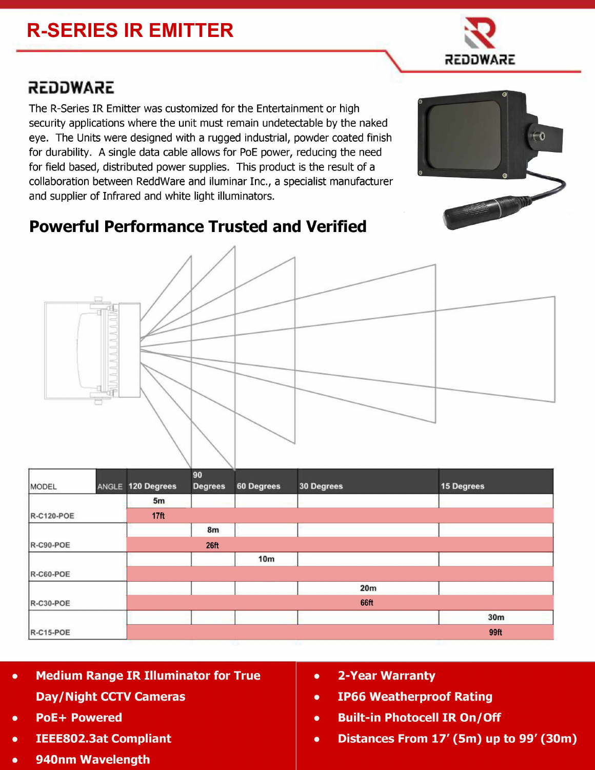# R-SERIES IR EMITTER

## REDDWARE

The R-Series IR Emitter was customized for the Entertainment or high security applications where the unit must remain undetectable by the naked eye. The Units were designed with a rugged industrial, powder coated finish for durability. A single data cable allows for PoE power, reducing the need for field based, distributed power supplies. This product is the result of a collaboration between ReddWare and iluminar Inc., a specialist manufacturer and supplier of Infrared and white light illuminators.

## Powerful Performance Trusted and Verified

| MODEL | ANGLE | 120 Degrees | 90 Degrees | 60 Degrees | 30 Degrees | 15 Degrees |
|---|---|---|---|---|---|---|
| R-C120-POE | | 5m<br>17ft | | | | |
| R-C90-POE | | | 8m<br>26ft | | | |
| R-C60-POE | | | | 10m | | |
| R-C30-POE | | | | | 20m<br>66ft | |
| R-C15-POE | | | | | | 30m<br>99ft |

- Medium Range IR Illuminator for True Day/Night CCTV Cameras
- PoE+ Powered
- IEEE802.3at Compliant
- 940nm Wavelength
- 2-Year Warranty
- IP66 Weatherproof Rating
- Built-in Photocell IR On/Off
- Distances From 17′ (5m) up to 99′ (30m)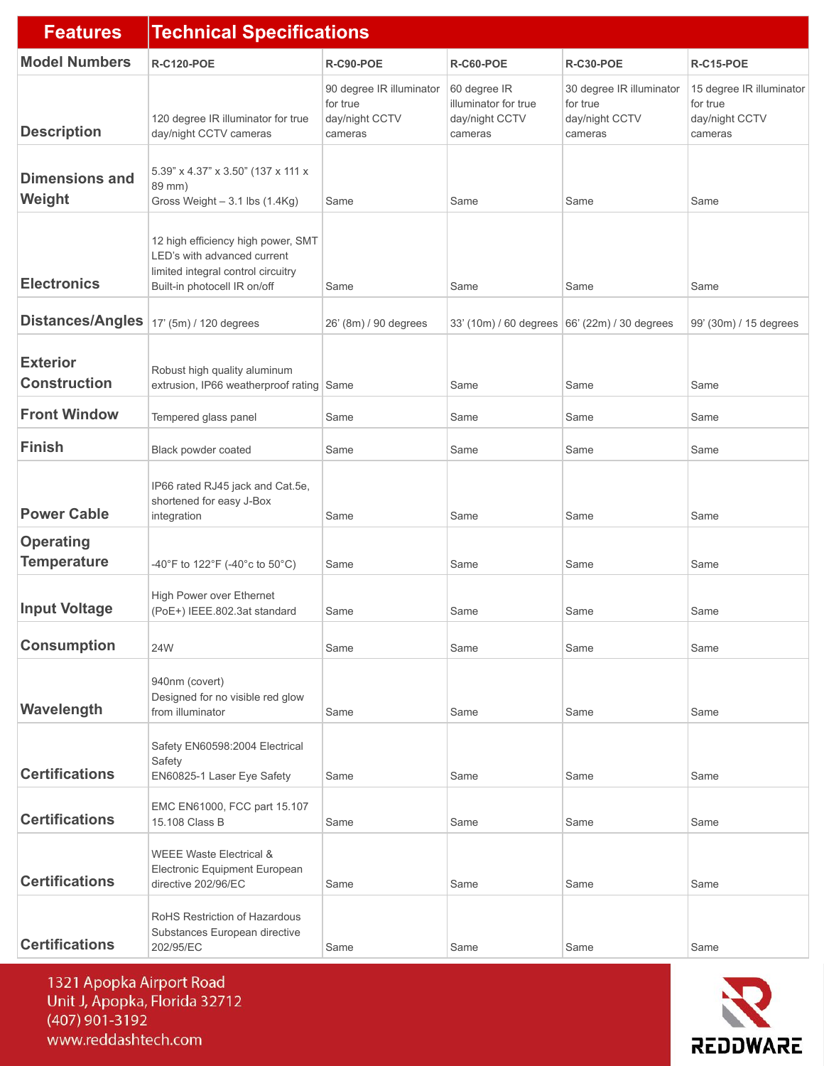| Features | Technical Specifications | | | | |
|---|---|---|---|---|---|
| Model Numbers | R-C120-POE | R-C90-POE | R-C60-POE | R-C30-POE | R-C15-POE |
| Description | 120 degree IR illuminator for true day/night CCTV cameras | 90 degree IR illuminator for true day/night CCTV cameras | 60 degree IR illuminator for true day/night CCTV cameras | 30 degree IR illuminator for true day/night CCTV cameras | 15 degree IR illuminator for true day/night CCTV cameras |
| Dimensions and Weight | 5.39" x 4.37" x 3.50" (137 x 111 x 89 mm) Gross Weight – 3.1 lbs (1.4Kg) | Same | Same | Same | Same |
| Electronics | 12 high efficiency high power, SMT LED's with advanced current limited integral control circuitry Built-in photocell IR on/off | Same | Same | Same | Same |
| Distances/Angles | 17' (5m) / 120 degrees | 26' (8m) / 90 degrees | 33' (10m) / 60 degrees | 66' (22m) / 30 degrees | 99' (30m) / 15 degrees |
| Exterior Construction | Robust high quality aluminum extrusion, IP66 weatherproof rating | Same | Same | Same | Same |
| Front Window | Tempered glass panel | Same | Same | Same | Same |
| Finish | Black powder coated | Same | Same | Same | Same |
| Power Cable | IP66 rated RJ45 jack and Cat.5e, shortened for easy J-Box integration | Same | Same | Same | Same |
| Operating Temperature | -40°F to 122°F (-40°c to 50°C) | Same | Same | Same | Same |
| Input Voltage | High Power over Ethernet (PoE+) IEEE.802.3at standard | Same | Same | Same | Same |
| Consumption | 24W | Same | Same | Same | Same |
| Wavelength | 940nm (covert) Designed for no visible red glow from illuminator | Same | Same | Same | Same |
| Certifications | Safety EN60598:2004 Electrical Safety EN60825-1 Laser Eye Safety | Same | Same | Same | Same |
| Certifications | EMC EN61000, FCC part 15.107 15.108 Class B | Same | Same | Same | Same |
| Certifications | WEEE Waste Electrical & Electronic Equipment European directive 202/96/EC | Same | Same | Same | Same |
| Certifications | RoHS Restriction of Hazardous Substances European directive 202/95/EC | Same | Same | Same | Same |

1321 Apopka Airport Road
Unit J, Apopka, Florida 32712
(407) 901-3192
www.reddashtech.com

REDDWARE